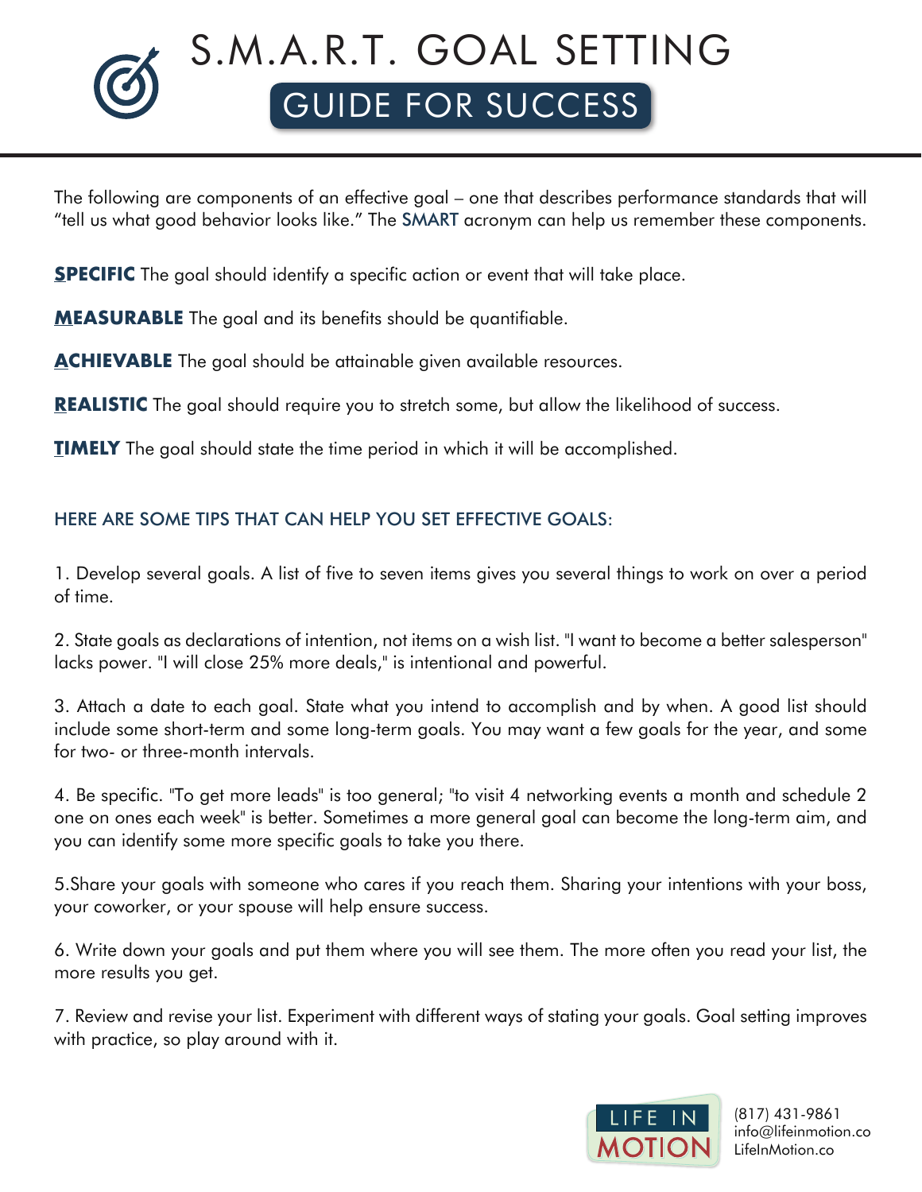# S.M.A.R.T. GOAL SETTING

## GUIDE FOR SUCCESS

The following are components of an effective goal – one that describes performance standards that will "tell us what good behavior looks like." The SMART acronym can help us remember these components.

**SPECIFIC** The goal should identify a specific action or event that will take place.

**MEASURABLE** The goal and its benefits should be quantifiable.

**ACHIEVABLE** The goal should be attainable given available resources.

**REALISTIC** The goal should require you to stretch some, but allow the likelihood of success.

**TIMELY** The goal should state the time period in which it will be accomplished.

### HERE ARE SOME TIPS THAT CAN HELP YOU SET EFFECTIVE GOALS:

1. Develop several goals. A list of five to seven items gives you several things to work on over a period of time.

2. State goals as declarations of intention, not items on a wish list. "I want to become a better salesperson" lacks power. "I will close 25% more deals," is intentional and powerful.

3. Attach a date to each goal. State what you intend to accomplish and by when. A good list should include some short-term and some long-term goals. You may want a few goals for the year, and some for two- or three-month intervals.

4. Be specific. "To get more leads" is too general; "to visit 4 networking events a month and schedule 2 one on ones each week" is better. Sometimes a more general goal can become the long-term aim, and you can identify some more specific goals to take you there.

5.Share your goals with someone who cares if you reach them. Sharing your intentions with your boss, your coworker, or your spouse will help ensure success.

6. Write down your goals and put them where you will see them. The more often you read your list, the more results you get.

7. Review and revise your list. Experiment with different ways of stating your goals. Goal setting improves with practice, so play around with it.

LIFE IN MOTION

(817) 431-9861
info@lifeinmotion.co
LifeInMotion.co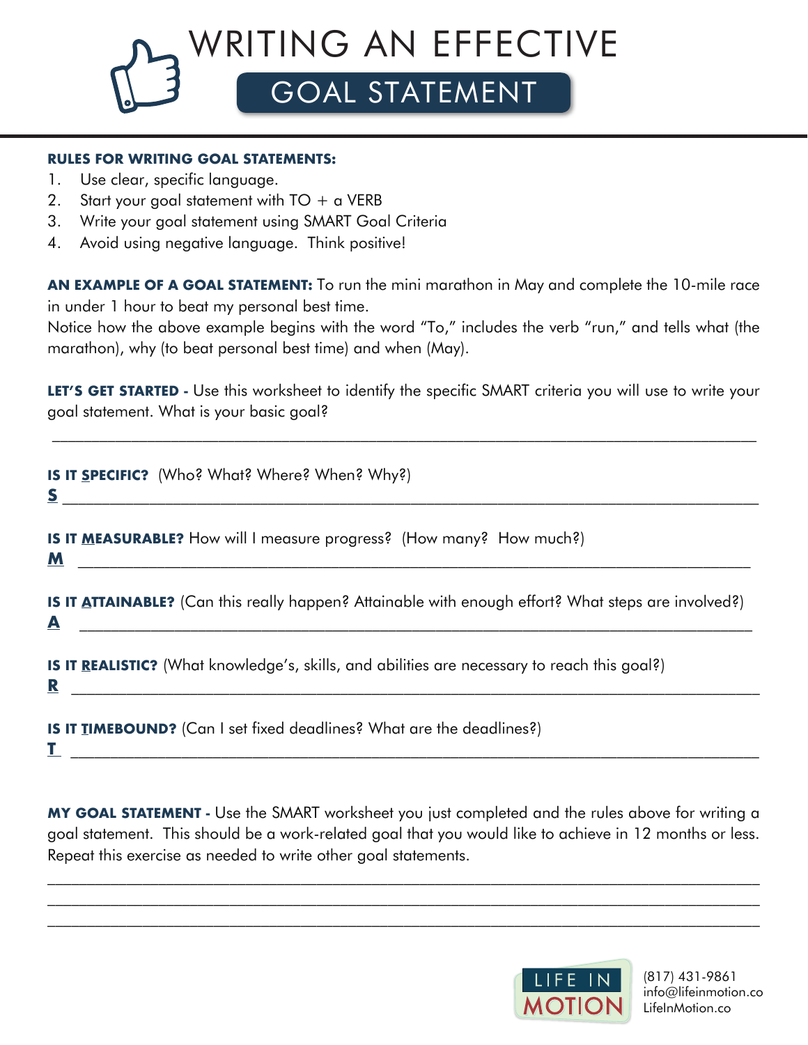# WRITING AN EFFECTIVE

## GOAL STATEMENT

**RULES FOR WRITING GOAL STATEMENTS:**

1. Use clear, specific language.
2. Start your goal statement with TO + a VERB
3. Write your goal statement using SMART Goal Criteria
4. Avoid using negative language. Think positive!

**AN EXAMPLE OF A GOAL STATEMENT:** To run the mini marathon in May and complete the 10-mile race in under 1 hour to beat my personal best time.

Notice how the above example begins with the word "To," includes the verb "run," and tells what (the marathon), why (to beat personal best time) and when (May).

**LET'S GET STARTED -** Use this worksheet to identify the specific SMART criteria you will use to write your goal statement. What is your basic goal?

___________________________________________________________________________

**IS IT SPECIFIC?** (Who? What? Where? When? Why?)

**S** ___________________________________________________________________________

**IS IT MEASURABLE?** How will I measure progress? (How many? How much?)

**M** ___________________________________________________________________________

**IS IT ATTAINABLE?** (Can this really happen? Attainable with enough effort? What steps are involved?)

**A** ___________________________________________________________________________

**IS IT REALISTIC?** (What knowledge's, skills, and abilities are necessary to reach this goal?)

**R** ___________________________________________________________________________

**IS IT TIMEBOUND?** (Can I set fixed deadlines? What are the deadlines?)

**T** ___________________________________________________________________________

**MY GOAL STATEMENT -** Use the SMART worksheet you just completed and the rules above for writing a goal statement. This should be a work-related goal that you would like to achieve in 12 months or less. Repeat this exercise as needed to write other goal statements.

___________________________________________________________________________

___________________________________________________________________________

___________________________________________________________________________

LIFE IN MOTION

(817) 431-9861
info@lifeinmotion.co
LifeInMotion.co